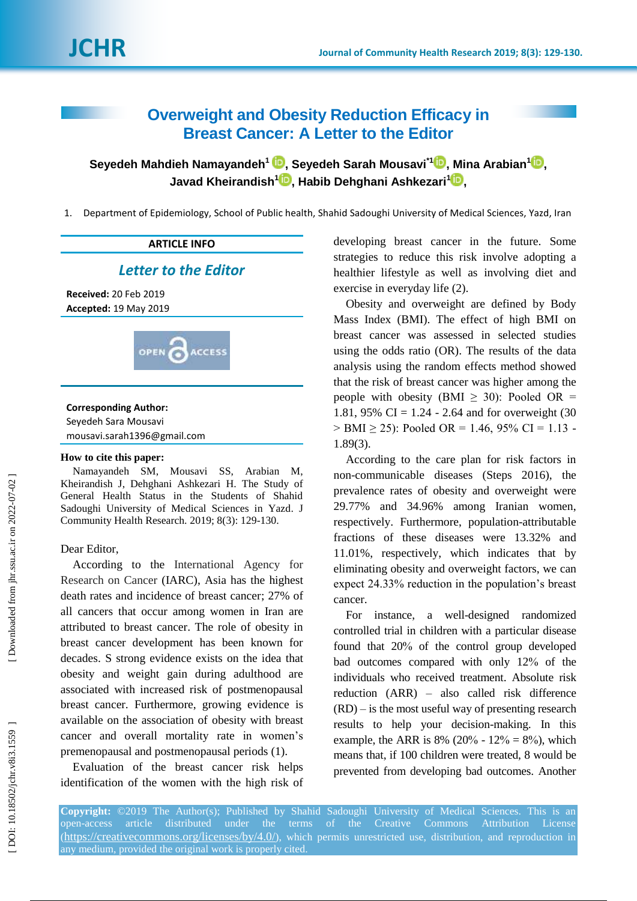# Overweight and Obesity Reduction Efficacy in Breast Cancer: A Letter to the Editor

**Seyedeh Mahdieh Namayandeh[1], Seyedeh Sarah Mousavi[*1], Mina Arabian[1], Javad Kheirandish[1], Habib Dehghani Ashkezari[1],**

1. Department of Epidemiology, School of Public health, Shahid Sadoughi University of Medical Sciences, Yazd, Iran

**ARTICLE INFO**

*Letter to the Editor*

**Received:** 20 Feb 2019
**Accepted:** 19 May 2019

OPEN ACCESS

**Corresponding Author:**
Seyedeh Sara Mousavi
mousavi.sarah1396@gmail.com

**How to cite this paper:**
Namayandeh SM, Mousavi SS, Arabian M, Kheirandish J, Dehghani Ashkezari H. The Study of General Health Status in the Students of Shahid Sadoughi University of Medical Sciences in Yazd. J Community Health Research. 2019; 8(3): 129-130.

Dear Editor,

According to the International Agency for Research on Cancer (IARC), Asia has the highest death rates and incidence of breast cancer; 27% of all cancers that occur among women in Iran are attributed to breast cancer. The role of obesity in breast cancer development has been known for decades. S strong evidence exists on the idea that obesity and weight gain during adulthood are associated with increased risk of postmenopausal breast cancer. Furthermore, growing evidence is available on the association of obesity with breast cancer and overall mortality rate in women's premenopausal and postmenopausal periods (1).

Evaluation of the breast cancer risk helps identification of the women with the high risk of developing breast cancer in the future. Some strategies to reduce this risk involve adopting a healthier lifestyle as well as involving diet and exercise in everyday life (2).

Obesity and overweight are defined by Body Mass Index (BMI). The effect of high BMI on breast cancer was assessed in selected studies using the odds ratio (OR). The results of the data analysis using the random effects method showed that the risk of breast cancer was higher among the people with obesity (BMI $\geq$ 30): Pooled OR = 1.81, 95% CI = 1.24 - 2.64 and for overweight (30 > BMI $\geq$ 25): Pooled OR = 1.46, 95% CI = 1.13 - 1.89(3).

According to the care plan for risk factors in non-communicable diseases (Steps 2016), the prevalence rates of obesity and overweight were 29.77% and 34.96% among Iranian women, respectively. Furthermore, population-attributable fractions of these diseases were 13.32% and 11.01%, respectively, which indicates that by eliminating obesity and overweight factors, we can expect 24.33% reduction in the population's breast cancer.

For instance, a well-designed randomized controlled trial in children with a particular disease found that 20% of the control group developed bad outcomes compared with only 12% of the individuals who received treatment. Absolute risk reduction (ARR) – also called risk difference (RD) – is the most useful way of presenting research results to help your decision-making. In this example, the ARR is 8% (20% - 12% = 8%), which means that, if 100 children were treated, 8 would be prevented from developing bad outcomes. Another

**Copyright:** ©2019 The Author(s); Published by Shahid Sadoughi University of Medical Sciences. This is an open-access article distributed under the terms of the Creative Commons Attribution License (https://creativecommons.org/licenses/by/4.0/), which permits unrestricted use, distribution, and reproduction in any medium, provided the original work is properly cited.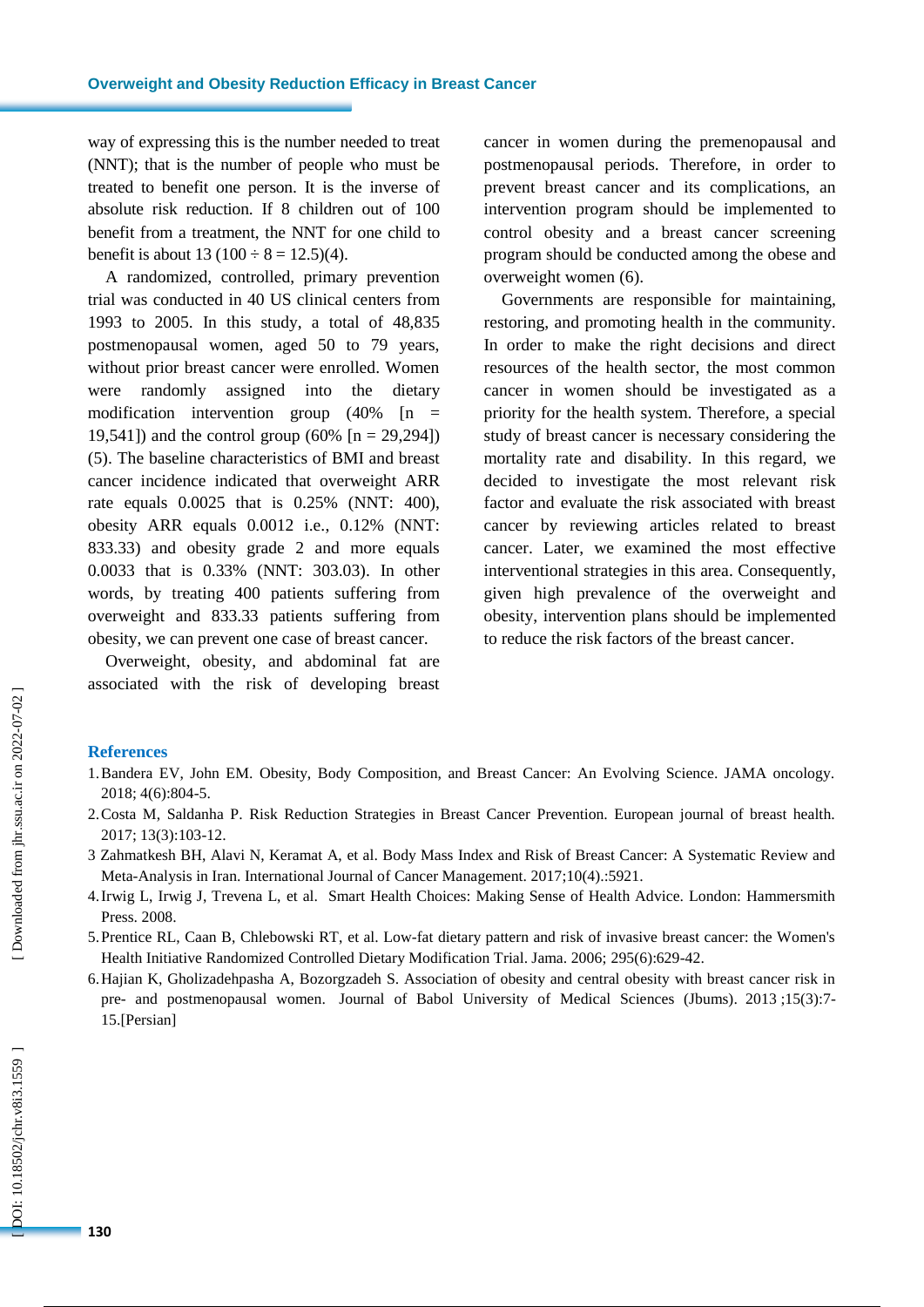way of expressing this is the number needed to treat (NNT); that is the number of people who must be treated to benefit one person. It is the inverse of absolute risk reduction. If 8 children out of 100 benefit from a treatment, the NNT for one child to benefit is about 13 (100 ÷ 8 = 12.5)(4).

A randomized, controlled, primary prevention trial was conducted in 40 US clinical centers from 1993 to 2005. In this study, a total of 48,835 postmenopausal women, aged 50 to 79 years, without prior breast cancer were enrolled. Women were randomly assigned into the dietary modification intervention group (40% [n = 19,541]) and the control group (60% [n = 29,294]) (5). The baseline characteristics of BMI and breast cancer incidence indicated that overweight ARR rate equals 0.0025 that is 0.25% (NNT: 400), obesity ARR equals 0.0012 i.e., 0.12% (NNT: 833.33) and obesity grade 2 and more equals 0.0033 that is 0.33% (NNT: 303.03). In other words, by treating 400 patients suffering from overweight and 833.33 patients suffering from obesity, we can prevent one case of breast cancer.

Overweight, obesity, and abdominal fat are associated with the risk of developing breast cancer in women during the premenopausal and postmenopausal periods. Therefore, in order to prevent breast cancer and its complications, an intervention program should be implemented to control obesity and a breast cancer screening program should be conducted among the obese and overweight women (6).

Governments are responsible for maintaining, restoring, and promoting health in the community. In order to make the right decisions and direct resources of the health sector, the most common cancer in women should be investigated as a priority for the health system. Therefore, a special study of breast cancer is necessary considering the mortality rate and disability. In this regard, we decided to investigate the most relevant risk factor and evaluate the risk associated with breast cancer by reviewing articles related to breast cancer. Later, we examined the most effective interventional strategies in this area. Consequently, given high prevalence of the overweight and obesity, intervention plans should be implemented to reduce the risk factors of the breast cancer.

## References

1. Bandera EV, John EM. Obesity, Body Composition, and Breast Cancer: An Evolving Science. JAMA oncology. 2018; 4(6):804-5.
2. Costa M, Saldanha P. Risk Reduction Strategies in Breast Cancer Prevention. European journal of breast health. 2017; 13(3):103-12.
3. Zahmatkesh BH, Alavi N, Keramat A, et al. Body Mass Index and Risk of Breast Cancer: A Systematic Review and Meta-Analysis in Iran. International Journal of Cancer Management. 2017;10(4).:5921.
4. Irwig L, Irwig J, Trevena L, et al. Smart Health Choices: Making Sense of Health Advice. London: Hammersmith Press. 2008.
5. Prentice RL, Caan B, Chlebowski RT, et al. Low-fat dietary pattern and risk of invasive breast cancer: the Women's Health Initiative Randomized Controlled Dietary Modification Trial. Jama. 2006; 295(6):629-42.
6. Hajian K, Gholizadehpasha A, Bozorgzadeh S. Association of obesity and central obesity with breast cancer risk in pre- and postmenopausal women. Journal of Babol University of Medical Sciences (Jbums). 2013 ;15(3):7-15.[Persian]